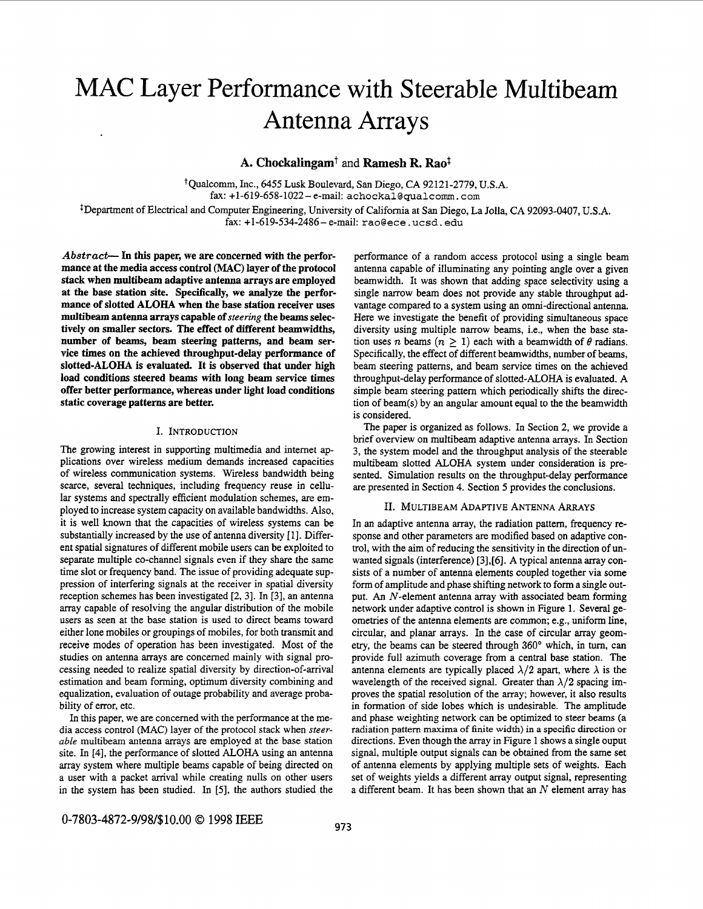# MAC Layer Performance with Steerable Multibeam Antenna Arrays

**A. Chockalingam**[†] and **Ramesh R. Rao**[‡]

[†]Qualcomm, Inc., 6455 Lusk Boulevard, San Diego, CA 92121-2779, U.S.A.
fax: +1-619-658-1022 – e-mail: achockal@qualcomm.com

[‡]Department of Electrical and Computer Engineering, University of California at San Diego, La Jolla, CA 92093-0407, U.S.A.
fax: +1-619-534-2486 – e-mail: rao@ece.ucsd.edu

*Abstract*— **In this paper, we are concerned with the performance at the media access control (MAC) layer of the protocol stack when multibeam adaptive antenna arrays are employed at the base station site. Specifically, we analyze the performance of slotted ALOHA when the base station receiver uses multibeam antenna arrays capable of *steering* the beams selectively on smaller sectors. The effect of different beamwidths, number of beams, beam steering patterns, and beam service times on the achieved throughput-delay performance of slotted-ALOHA is evaluated. It is observed that under high load conditions steered beams with long beam service times offer better performance, whereas under light load conditions static coverage patterns are better.**

## I. Introduction

The growing interest in supporting multimedia and internet applications over wireless medium demands increased capacities of wireless communication systems. Wireless bandwidth being scarce, several techniques, including frequency reuse in cellular systems and spectrally efficient modulation schemes, are employed to increase system capacity on available bandwidths. Also, it is well known that the capacities of wireless systems can be substantially increased by the use of antenna diversity [1]. Different spatial signatures of different mobile users can be exploited to separate multiple co-channel signals even if they share the same time slot or frequency band. The issue of providing adequate suppression of interfering signals at the receiver in spatial diversity reception schemes has been investigated [2, 3]. In [3], an antenna array capable of resolving the angular distribution of the mobile users as seen at the base station is used to direct beams toward either lone mobiles or groupings of mobiles, for both transmit and receive modes of operation has been investigated. Most of the studies on antenna arrays are concerned mainly with signal processing needed to realize spatial diversity by direction-of-arrival estimation and beam forming, optimum diversity combining and equalization, evaluation of outage probability and average probability of error, etc.

In this paper, we are concerned with the performance at the media access control (MAC) layer of the protocol stack when *steerable* multibeam antenna arrays are employed at the base station site. In [4], the performance of slotted ALOHA using an antenna array system where multiple beams capable of being directed on a user with a packet arrival while creating nulls on other users in the system has been studied. In [5], the authors studied the performance of a random access protocol using a single beam antenna capable of illuminating any pointing angle over a given beamwidth. It was shown that adding space selectivity using a single narrow beam does not provide any stable throughput advantage compared to a system using an omni-directional antenna. Here we investigate the benefit of providing simultaneous space diversity using multiple narrow beams, i.e., when the base station uses $n$ beams ($n \geq 1$) each with a beamwidth of $\theta$ radians. Specifically, the effect of different beamwidths, number of beams, beam steering patterns, and beam service times on the achieved throughput-delay performance of slotted-ALOHA is evaluated. A simple beam steering pattern which periodically shifts the direction of beam(s) by an angular amount equal to the the beamwidth is considered.

The paper is organized as follows. In Section 2, we provide a brief overview on multibeam adaptive antenna arrays. In Section 3, the system model and the throughput analysis of the steerable multibeam slotted ALOHA system under consideration is presented. Simulation results on the throughput-delay performance are presented in Section 4. Section 5 provides the conclusions.

## II. Multibeam Adaptive Antenna Arrays

In an adaptive antenna array, the radiation pattern, frequency response and other parameters are modified based on adaptive control, with the aim of reducing the sensitivity in the direction of unwanted signals (interference) [3],[6]. A typical antenna array consists of a number of antenna elements coupled together via some form of amplitude and phase shifting network to form a single output. An $N$-element antenna array with associated beam forming network under adaptive control is shown in Figure 1. Several geometries of the antenna elements are common; e.g., uniform line, circular, and planar arrays. In the case of circular array geometry, the beams can be steered through 360° which, in turn, can provide full azimuth coverage from a central base station. The antenna elements are typically placed $\lambda/2$ apart, where $\lambda$ is the wavelength of the received signal. Greater than $\lambda/2$ spacing improves the spatial resolution of the array; however, it also results in formation of side lobes which is undesirable. The amplitude and phase weighting network can be optimized to steer beams (a radiation pattern maxima of finite width) in a specific direction or directions. Even though the array in Figure 1 shows a single ouput signal, multiple output signals can be obtained from the same set of antenna elements by applying multiple sets of weights. Each set of weights yields a different array output signal, representing a different beam. It has been shown that an $N$ element array has

0-7803-4872-9/98/$10.00 © 1998 IEEE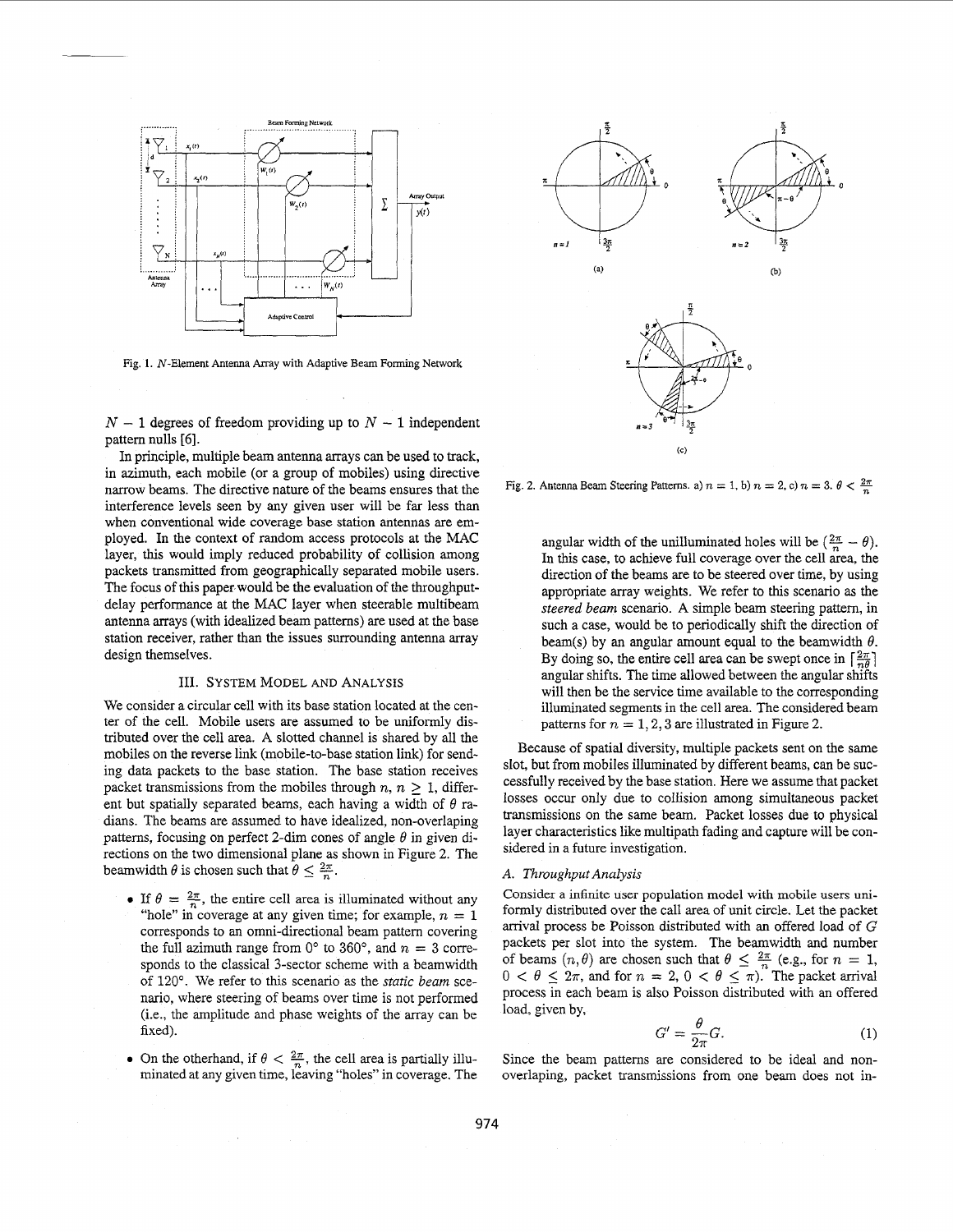Fig. 1. $N$-Element Antenna Array with Adaptive Beam Forming Network

$N - 1$ degrees of freedom providing up to $N - 1$ independent pattern nulls [6].

In principle, multiple beam antenna arrays can be used to track, in azimuth, each mobile (or a group of mobiles) using directive narrow beams. The directive nature of the beams ensures that the interference levels seen by any given user will be far less than when conventional wide coverage base station antennas are employed. In the context of random access protocols at the MAC layer, this would imply reduced probability of collision among packets transmitted from geographically separated mobile users. The focus of this paper would be the evaluation of the throughput-delay performance at the MAC layer when steerable multibeam antenna arrays (with idealized beam patterns) are used at the base station receiver, rather than the issues surrounding antenna array design themselves.

## III. System Model and Analysis

We consider a circular cell with its base station located at the center of the cell. Mobile users are assumed to be uniformly distributed over the cell area. A slotted channel is shared by all the mobiles on the reverse link (mobile-to-base station link) for sending data packets to the base station. The base station receives packet transmissions from the mobiles through $n$, $n \geq 1$, different but spatially separated beams, each having a width of $\theta$ radians. The beams are assumed to have idealized, non-overlaping patterns, focusing on perfect 2-dim cones of angle $\theta$ in given directions on the two dimensional plane as shown in Figure 2. The beamwidth $\theta$ is chosen such that $\theta \leq \frac{2\pi}{n}$.

- If $\theta = \frac{2\pi}{n}$, the entire cell area is illuminated without any "hole" in coverage at any given time; for example, $n = 1$ corresponds to an omni-directional beam pattern covering the full azimuth range from 0° to 360°, and $n = 3$ corresponds to the classical 3-sector scheme with a beamwidth of 120°. We refer to this scenario as the *static beam* scenario, where steering of beams over time is not performed (i.e., the amplitude and phase weights of the array can be fixed).
- On the otherhand, if $\theta < \frac{2\pi}{n}$, the cell area is partially illuminated at any given time, leaving "holes" in coverage. The angular width of the unilluminated holes will be $(\frac{2\pi}{n} - \theta)$. In this case, to achieve full coverage over the cell area, the direction of the beams are to be steered over time, by using appropriate array weights. We refer to this scenario as the *steered beam* scenario. A simple beam steering pattern, in such a case, would be to periodically shift the direction of beam(s) by an angular amount equal to the beamwidth $\theta$. By doing so, the entire cell area can be swept once in $\lceil \frac{2\pi}{n\theta} \rceil$ angular shifts. The time allowed between the angular shifts will then be the service time available to the corresponding illuminated segments in the cell area. The considered beam patterns for $n = 1, 2, 3$ are illustrated in Figure 2.

Fig. 2. Antenna Beam Steering Patterns. a) $n = 1$, b) $n = 2$, c) $n = 3$. $\theta < \frac{2\pi}{n}$

Because of spatial diversity, multiple packets sent on the same slot, but from mobiles illuminated by different beams, can be successfully received by the base station. Here we assume that packet losses occur only due to collision among simultaneous packet transmissions on the same beam. Packet losses due to physical layer characteristics like multipath fading and capture will be considered in a future investigation.

### A. Throughput Analysis

Consider a infinite user population model with mobile users uniformly distributed over the call area of unit circle. Let the packet arrival process be Poisson distributed with an offered load of $G$ packets per slot into the system. The beamwidth and number of beams $(n, \theta)$ are chosen such that $\theta \leq \frac{2\pi}{n}$ (e.g., for $n = 1$, $0 < \theta \leq 2\pi$, and for $n = 2$, $0 < \theta \leq \pi$). The packet arrival process in each beam is also Poisson distributed with an offered load, given by,

$$G' = \frac{\theta}{2\pi} G. \tag{1}$$

Since the beam patterns are considered to be ideal and non-overlaping, packet transmissions from one beam does not in-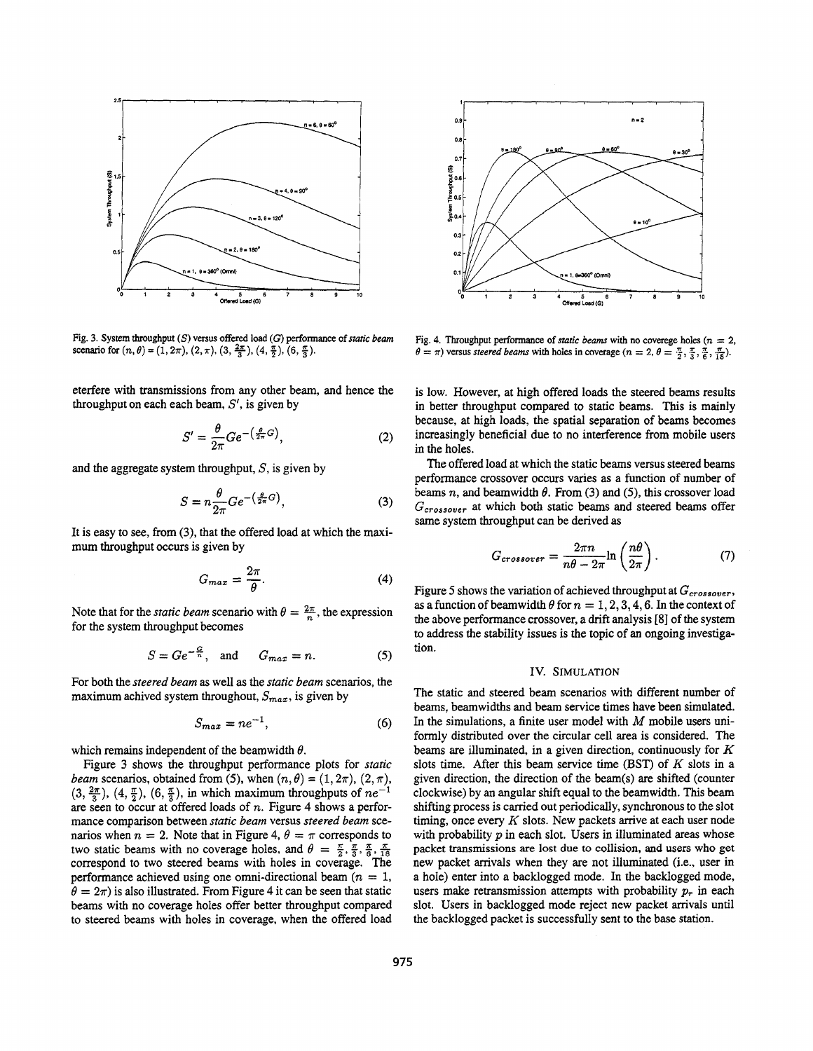Fig. 3. System throughput ($S$) versus offered load ($G$) performance of *static beam* scenario for $(n, \theta) = (1, 2\pi), (2, \pi), (3, \frac{2\pi}{3}), (4, \frac{\pi}{2}), (6, \frac{\pi}{3})$.

Fig. 4. Throughput performance of *static beams* with no coverege holes ($n = 2$, $\theta = \pi$) versus *steered beams* with holes in coverage ($n = 2, \theta = \frac{\pi}{2}, \frac{\pi}{3}, \frac{\pi}{6}, \frac{\pi}{18}$).

eterfere with transmissions from any other beam, and hence the throughput on each each beam, $S'$, is given by

$$S' = \frac{\theta}{2\pi} G e^{-\left(\frac{\theta}{2\pi} G\right)}, \tag{2}$$

and the aggregate system throughput, $S$, is given by

$$S = n \frac{\theta}{2\pi} G e^{-\left(\frac{\theta}{2\pi} G\right)}, \tag{3}$$

It is easy to see, from (3), that the offered load at which the maximum throughput occurs is given by

$$G_{max} = \frac{2\pi}{\theta}. \tag{4}$$

Note that for the *static beam* scenario with $\theta = \frac{2\pi}{n}$, the expression for the system throughput becomes

$$S = G e^{-\frac{G}{n}}, \quad \text{and} \quad G_{max} = n. \tag{5}$$

For both the *steered beam* as well as the *static beam* scenarios, the maximum achived system throughout, $S_{max}$, is given by

$$S_{max} = n e^{-1}, \tag{6}$$

which remains independent of the beamwidth $\theta$.

Figure 3 shows the throughput performance plots for *static beam* scenarios, obtained from (5), when $(n, \theta) = (1, 2\pi)$, $(2, \pi)$, $(3, \frac{2\pi}{3})$, $(4, \frac{\pi}{2})$, $(6, \frac{\pi}{3})$, in which maximum throughputs of $ne^{-1}$ are seen to occur at offered loads of $n$. Figure 4 shows a performance comparison between *static beam* versus *steered beam* scenarios when $n = 2$. Note that in Figure 4, $\theta = \pi$ corresponds to two static beams with no coverage holes, and $\theta = \frac{\pi}{2}, \frac{\pi}{3}, \frac{\pi}{6}, \frac{\pi}{18}$ correspond to two steered beams with holes in coverage. The performance achieved using one omni-directional beam ($n = 1$, $\theta = 2\pi$) is also illustrated. From Figure 4 it can be seen that static beams with no coverage holes offer better throughput compared to steered beams with holes in coverage, when the offered load is low. However, at high offered loads the steered beams results in better throughput compared to static beams. This is mainly because, at high loads, the spatial separation of beams becomes increasingly beneficial due to no interference from mobile users in the holes.

The offered load at which the static beams versus steered beams performance crossover occurs varies as a function of number of beams $n$, and beamwidth $\theta$. From (3) and (5), this crossover load $G_{crossover}$ at which both static beams and steered beams offer same system throughput can be derived as

$$G_{crossover} = \frac{2\pi n}{n\theta - 2\pi} \ln\left(\frac{n\theta}{2\pi}\right). \tag{7}$$

Figure 5 shows the variation of achieved throughput at $G_{crossover}$, as a function of beamwidth $\theta$ for $n = 1, 2, 3, 4, 6$. In the context of the above performance crossover, a drift analysis [8] of the system to address the stability issues is the topic of an ongoing investigation.

## IV. Simulation

The static and steered beam scenarios with different number of beams, beamwidths and beam service times have been simulated. In the simulations, a finite user model with $M$ mobile users uniformly distributed over the circular cell area is considered. The beams are illuminated, in a given direction, continuously for $K$ slots time. After this beam service time (BST) of $K$ slots in a given direction, the direction of the beam(s) are shifted (counter clockwise) by an angular shift equal to the beamwidth. This beam shifting process is carried out periodically, synchronous to the slot timing, once every $K$ slots. New packets arrive at each user node with probability $p$ in each slot. Users in illuminated areas whose packet transmissions are lost due to collision, and users who get new packet arrivals when they are not illuminated (i.e., user in a hole) enter into a backlogged mode. In the backlogged mode, users make retransmission attempts with probability $p_r$ in each slot. Users in backlogged mode reject new packet arrivals until the backlogged packet is successfully sent to the base station.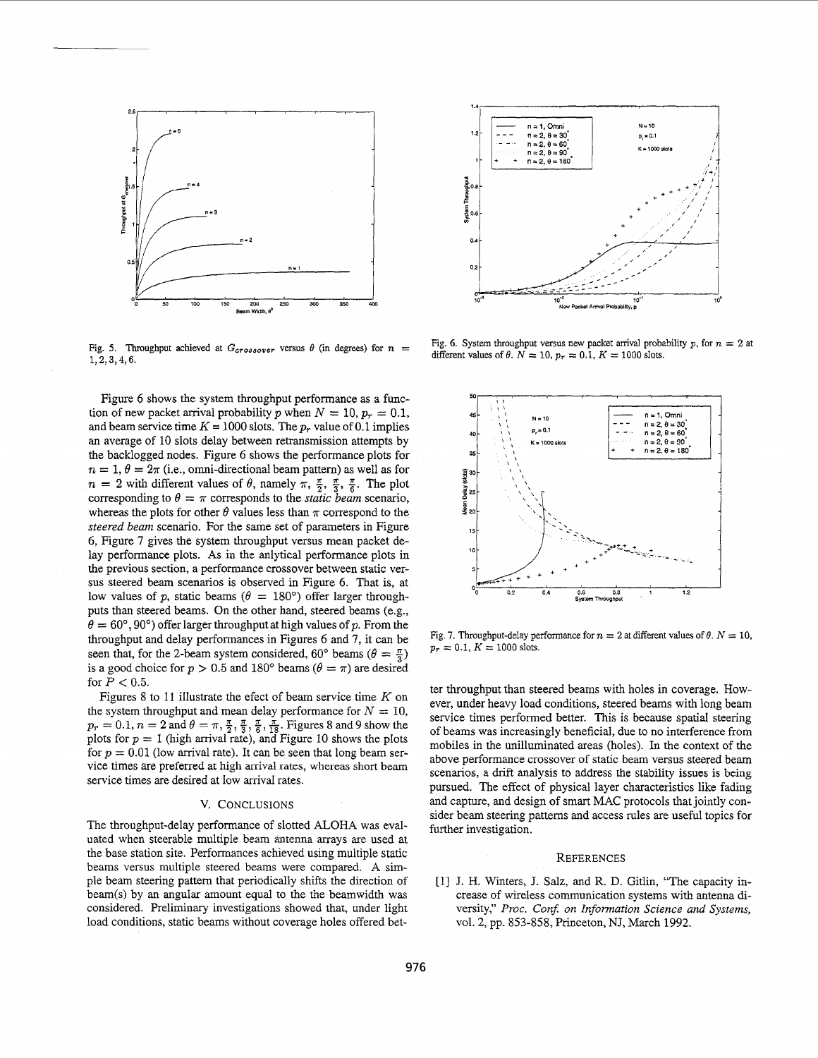2.5

n=6

n=4

n=3

n=2

n=1

Throughput at $G_{crossover}$

Beam Width, θ°

0 50 100 150 200 250 300 350 400

Fig. 5. Throughput achieved at $G_{crossover}$ versus $\theta$ (in degrees) for $n = 1, 2, 3, 4, 6$.

n = 1, Omni
n = 2, θ = 30°
n = 2, θ = 60°
n = 2, θ = 90°
n = 2, θ = 180°

N = 10
$p_r$ = 0.1
K = 1000 slots

System Throughput

New Packet Arrival Probability, p

Fig. 6. System throughput versus new packet arrival probability $p$, for $n = 2$ at different values of $\theta$. $N = 10$, $p_r = 0.1$, $K = 1000$ slots.

Figure 6 shows the system throughput performance as a function of new packet arrival probability $p$ when $N = 10$, $p_r = 0.1$, and beam service time $K = 1000$ slots. The $p_r$ value of 0.1 implies an average of 10 slots delay between retransmission attempts by the backlogged nodes. Figure 6 shows the performance plots for $n = 1$, $\theta = 2\pi$ (i.e., omni-directional beam pattern) as well as for $n = 2$ with different values of $\theta$, namely $\pi$, $\frac{\pi}{2}$, $\frac{\pi}{3}$, $\frac{\pi}{6}$. The plot corresponding to $\theta = \pi$ corresponds to the *static beam* scenario, whereas the plots for other $\theta$ values less than $\pi$ correspond to the *steered beam* scenario. For the same set of parameters in Figure 6, Figure 7 gives the system throughput versus mean packet delay performance plots. As in the anlytical performance plots in the previous section, a performance crossover between static versus steered beam scenarios is observed in Figure 6. That is, at low values of $p$, static beams ($\theta = 180°$) offer larger throughputs than steered beams. On the other hand, steered beams (e.g., $\theta = 60°, 90°$) offer larger throughput at high values of $p$. From the throughput and delay performances in Figures 6 and 7, it can be seen that, for the 2-beam system considered, 60° beams ($\theta = \frac{\pi}{3}$) is a good choice for $p > 0.5$ and 180° beams ($\theta = \pi$) are desired for $P < 0.5$.

Figures 8 to 11 illustrate the efect of beam service time $K$ on the system throughput and mean delay performance for $N = 10$, $p_r = 0.1$, $n = 2$ and $\theta = \pi, \frac{\pi}{2}, \frac{\pi}{3}, \frac{\pi}{6}, \frac{\pi}{18}$. Figures 8 and 9 show the plots for $p = 1$ (high arrival rate), and Figure 10 shows the plots for $p = 0.01$ (low arrival rate). It can be seen that long beam service times are preferred at high arrival rates, whereas short beam service times are desired at low arrival rates.

## V. CONCLUSIONS

The throughput-delay performance of slotted ALOHA was evaluated when steerable multiple beam antenna arrays are used at the base station site. Performances achieved using multiple static beams versus multiple steered beams were compared. A simple beam steering pattern that periodically shifts the direction of beam(s) by an angular amount equal to the the beamwidth was considered. Preliminary investigations showed that, under light load conditions, static beams without coverage holes offered better throughput than steered beams with holes in coverage. However, under heavy load conditions, steered beams with long beam service times performed better. This is because spatial steering of beams was increasingly beneficial, due to no interference from mobiles in the unilluminated areas (holes). In the context of the above performance crossover of static beam versus steered beam scenarios, a drift analysis to address the stability issues is being pursued. The effect of physical layer characteristics like fading and capture, and design of smart MAC protocols that jointly consider beam steering patterns and access rules are useful topics for further investigation.

N = 10
$p_r$ = 0.1
K = 1000 slots

n = 1, Omni
n = 2, θ = 30°
n = 2, θ = 60°
n = 2, θ = 90°
n = 2, θ = 180°

Mean Delay (slots)

System Throughput

Fig. 7. Throughput-delay performance for $n = 2$ at different values of $\theta$. $N = 10$, $p_r = 0.1$, $K = 1000$ slots.

## REFERENCES

[1] J. H. Winters, J. Salz, and R. D. Gitlin, "The capacity increase of wireless communication systems with antenna diversity," *Proc. Conf. on Information Science and Systems*, vol. 2, pp. 853-858, Princeton, NJ, March 1992.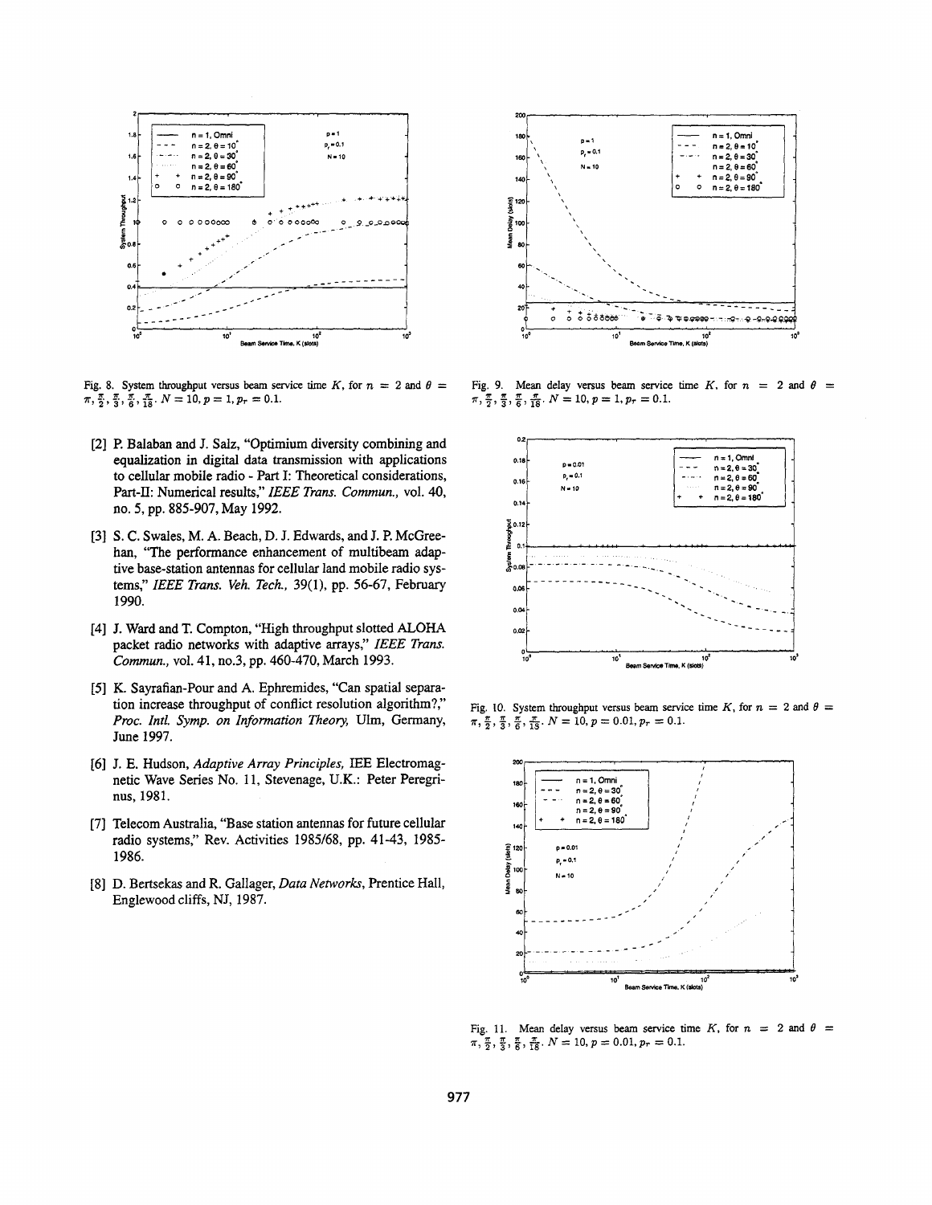n = 1, Omni
n = 2, θ = 10°
n = 2, θ = 30°
n = 2, θ = 60°
n = 2, θ = 90°
n = 2, θ = 180°
p = 1
$p_r$ = 0.1
N = 10
System Throughput
Beam Service Time, K (slots)

Fig. 8. System throughput versus beam service time $K$, for $n = 2$ and $\theta = \pi, \frac{\pi}{2}, \frac{\pi}{3}, \frac{\pi}{6}, \frac{\pi}{18}$. $N = 10, p = 1, p_r = 0.1$.

n = 1, Omni
n = 2, θ = 10°
n = 2, θ = 30°
n = 2, θ = 60°
n = 2, θ = 90°
n = 2, θ = 180°
p = 1
$p_r$ = 0.1
N = 10
Mean Delay (slots)
Beam Service Time, K (slots)

Fig. 9. Mean delay versus beam service time $K$, for $n = 2$ and $\theta = \pi, \frac{\pi}{2}, \frac{\pi}{3}, \frac{\pi}{6}, \frac{\pi}{18}$. $N = 10, p = 1, p_r = 0.1$.

n = 1, Omni
n = 2, θ = 30°
n = 2, θ = 60°
n = 2, θ = 90°
n = 2, θ = 180°
p = 0.01
$p_r$ = 0.1
N = 10
System Throughput
Beam Service Time, K (slots)

Fig. 10. System throughput versus beam service time $K$, for $n = 2$ and $\theta = \pi, \frac{\pi}{2}, \frac{\pi}{3}, \frac{\pi}{6}, \frac{\pi}{18}$. $N = 10, p = 0.01, p_r = 0.1$.

n = 1, Omni
n = 2, θ = 30°
n = 2, θ = 60°
n = 2, θ = 90°
n = 2, θ = 180°
p = 0.01
$p_r$ = 0.1
N = 10
Mean Delay (slots)
Beam Service Time, K (slots)

Fig. 11. Mean delay versus beam service time $K$, for $n = 2$ and $\theta = \pi, \frac{\pi}{2}, \frac{\pi}{3}, \frac{\pi}{6}, \frac{\pi}{18}$. $N = 10, p = 0.01, p_r = 0.1$.

[2] P. Balaban and J. Salz, "Optimium diversity combining and equalization in digital data transmission with applications to cellular mobile radio - Part I: Theoretical considerations, Part-II: Numerical results," *IEEE Trans. Commun.*, vol. 40, no. 5, pp. 885-907, May 1992.

[3] S. C. Swales, M. A. Beach, D. J. Edwards, and J. P. McGreehan, "The performance enhancement of multibeam adaptive base-station antennas for cellular land mobile radio systems," *IEEE Trans. Veh. Tech.*, 39(1), pp. 56-67, February 1990.

[4] J. Ward and T. Compton, "High throughput slotted ALOHA packet radio networks with adaptive arrays," *IEEE Trans. Commun.*, vol. 41, no.3, pp. 460-470, March 1993.

[5] K. Sayrafian-Pour and A. Ephremides, "Can spatial separation increase throughput of conflict resolution algorithm?," *Proc. Intl. Symp. on Information Theory*, Ulm, Germany, June 1997.

[6] J. E. Hudson, *Adaptive Array Principles*, IEE Electromagnetic Wave Series No. 11, Stevenage, U.K.: Peter Peregrinus, 1981.

[7] Telecom Australia, "Base station antennas for future cellular radio systems," Rev. Activities 1985/68, pp. 41-43, 1985-1986.

[8] D. Bertsekas and R. Gallager, *Data Networks*, Prentice Hall, Englewood cliffs, NJ, 1987.